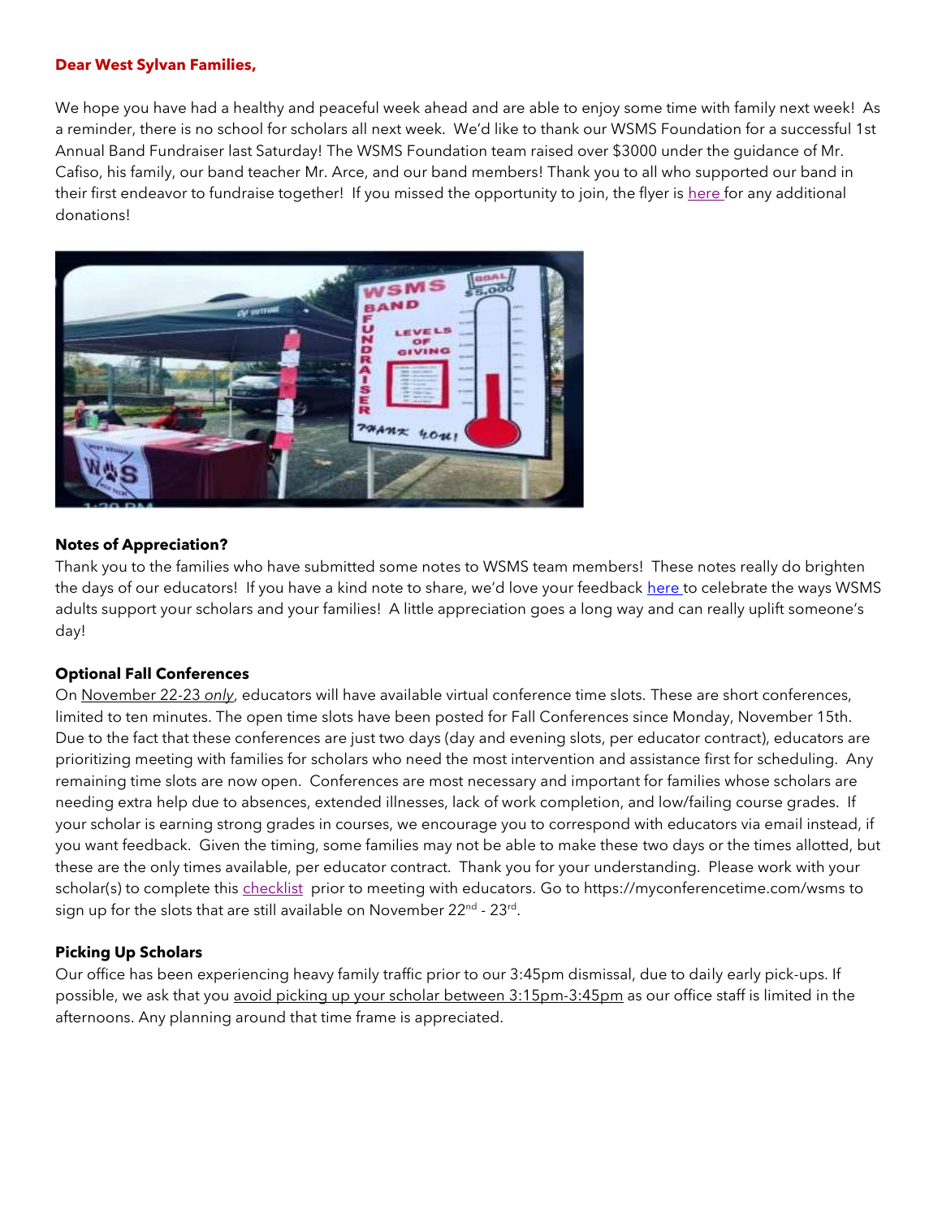**Dear West Sylvan Families,**

We hope you have had a healthy and peaceful week ahead and are able to enjoy some time with family next week! As a reminder, there is no school for scholars all next week. We'd like to thank our WSMS Foundation for a successful 1st Annual Band Fundraiser last Saturday! The WSMS Foundation team raised over $3000 under the guidance of Mr. Cafiso, his family, our band teacher Mr. Arce, and our band members! Thank you to all who supported our band in their first endeavor to fundraise together! If you missed the opportunity to join, the flyer is here for any additional donations!

**Notes of Appreciation?**

Thank you to the families who have submitted some notes to WSMS team members! These notes really do brighten the days of our educators! If you have a kind note to share, we'd love your feedback here to celebrate the ways WSMS adults support your scholars and your families! A little appreciation goes a long way and can really uplift someone's day!

**Optional Fall Conferences**

On November 22-23 *only*, educators will have available virtual conference time slots. These are short conferences, limited to ten minutes. The open time slots have been posted for Fall Conferences since Monday, November 15th. Due to the fact that these conferences are just two days (day and evening slots, per educator contract), educators are prioritizing meeting with families for scholars who need the most intervention and assistance first for scheduling. Any remaining time slots are now open. Conferences are most necessary and important for families whose scholars are needing extra help due to absences, extended illnesses, lack of work completion, and low/failing course grades. If your scholar is earning strong grades in courses, we encourage you to correspond with educators via email instead, if you want feedback. Given the timing, some families may not be able to make these two days or the times allotted, but these are the only times available, per educator contract. Thank you for your understanding. Please work with your scholar(s) to complete this checklist prior to meeting with educators. Go to https://myconferencetime.com/wsms to sign up for the slots that are still available on November 22nd - 23rd.

**Picking Up Scholars**

Our office has been experiencing heavy family traffic prior to our 3:45pm dismissal, due to daily early pick-ups. If possible, we ask that you avoid picking up your scholar between 3:15pm-3:45pm as our office staff is limited in the afternoons. Any planning around that time frame is appreciated.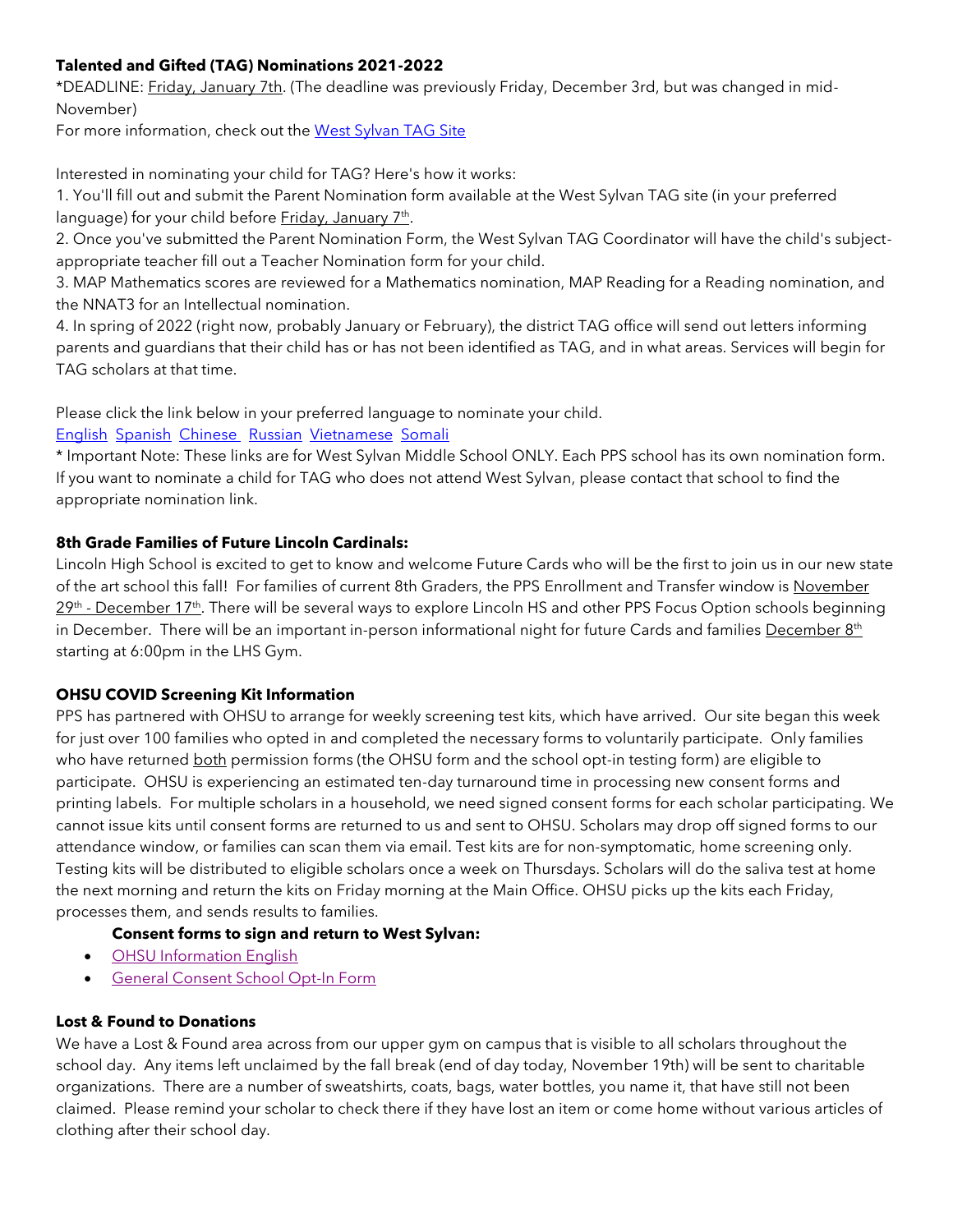**Talented and Gifted (TAG) Nominations 2021-2022**

*DEADLINE: Friday, January 7th. (The deadline was previously Friday, December 3rd, but was changed in mid-November)

For more information, check out the West Sylvan TAG Site

Interested in nominating your child for TAG? Here's how it works:

1. You'll fill out and submit the Parent Nomination form available at the West Sylvan TAG site (in your preferred language) for your child before Friday, January 7th.
2. Once you've submitted the Parent Nomination Form, the West Sylvan TAG Coordinator will have the child's subject-appropriate teacher fill out a Teacher Nomination form for your child.
3. MAP Mathematics scores are reviewed for a Mathematics nomination, MAP Reading for a Reading nomination, and the NNAT3 for an Intellectual nomination.
4. In spring of 2022 (right now, probably January or February), the district TAG office will send out letters informing parents and guardians that their child has or has not been identified as TAG, and in what areas. Services will begin for TAG scholars at that time.

Please click the link below in your preferred language to nominate your child.

English Spanish Chinese Russian Vietnamese Somali

* Important Note: These links are for West Sylvan Middle School ONLY. Each PPS school has its own nomination form. If you want to nominate a child for TAG who does not attend West Sylvan, please contact that school to find the appropriate nomination link.

**8th Grade Families of Future Lincoln Cardinals:**

Lincoln High School is excited to get to know and welcome Future Cards who will be the first to join us in our new state of the art school this fall! For families of current 8th Graders, the PPS Enrollment and Transfer window is November 29th - December 17th. There will be several ways to explore Lincoln HS and other PPS Focus Option schools beginning in December. There will be an important in-person informational night for future Cards and families December 8th starting at 6:00pm in the LHS Gym.

**OHSU COVID Screening Kit Information**

PPS has partnered with OHSU to arrange for weekly screening test kits, which have arrived. Our site began this week for just over 100 families who opted in and completed the necessary forms to voluntarily participate. Only families who have returned both permission forms (the OHSU form and the school opt-in testing form) are eligible to participate. OHSU is experiencing an estimated ten-day turnaround time in processing new consent forms and printing labels. For multiple scholars in a household, we need signed consent forms for each scholar participating. We cannot issue kits until consent forms are returned to us and sent to OHSU. Scholars may drop off signed forms to our attendance window, or families can scan them via email. Test kits are for non-symptomatic, home screening only. Testing kits will be distributed to eligible scholars once a week on Thursdays. Scholars will do the saliva test at home the next morning and return the kits on Friday morning at the Main Office. OHSU picks up the kits each Friday, processes them, and sends results to families.

**Consent forms to sign and return to West Sylvan:**

- OHSU Information English
- General Consent School Opt-In Form

**Lost & Found to Donations**

We have a Lost & Found area across from our upper gym on campus that is visible to all scholars throughout the school day. Any items left unclaimed by the fall break (end of day today, November 19th) will be sent to charitable organizations. There are a number of sweatshirts, coats, bags, water bottles, you name it, that have still not been claimed. Please remind your scholar to check there if they have lost an item or come home without various articles of clothing after their school day.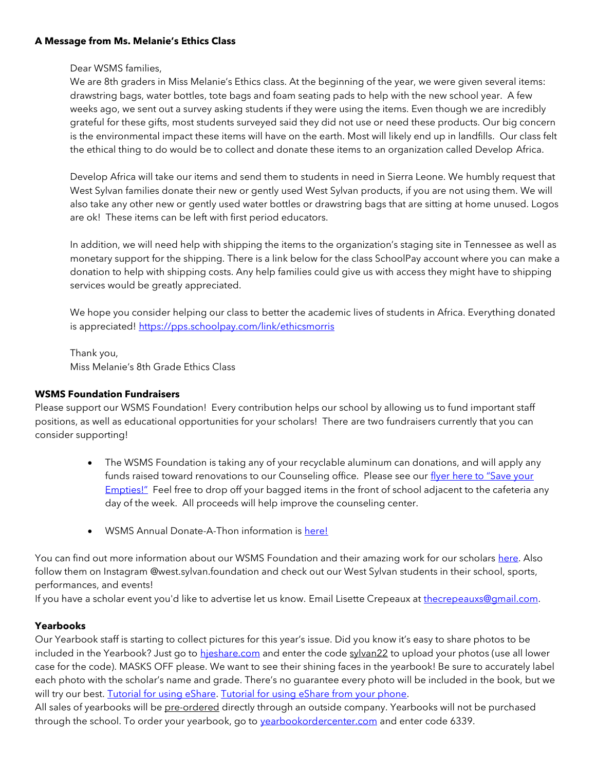**A Message from Ms. Melanie's Ethics Class**

Dear WSMS families,
We are 8th graders in Miss Melanie's Ethics class. At the beginning of the year, we were given several items: drawstring bags, water bottles, tote bags and foam seating pads to help with the new school year. A few weeks ago, we sent out a survey asking students if they were using the items. Even though we are incredibly grateful for these gifts, most students surveyed said they did not use or need these products. Our big concern is the environmental impact these items will have on the earth. Most will likely end up in landfills. Our class felt the ethical thing to do would be to collect and donate these items to an organization called Develop Africa.

Develop Africa will take our items and send them to students in need in Sierra Leone. We humbly request that West Sylvan families donate their new or gently used West Sylvan products, if you are not using them. We will also take any other new or gently used water bottles or drawstring bags that are sitting at home unused. Logos are ok! These items can be left with first period educators.

In addition, we will need help with shipping the items to the organization's staging site in Tennessee as well as monetary support for the shipping. There is a link below for the class SchoolPay account where you can make a donation to help with shipping costs. Any help families could give us with access they might have to shipping services would be greatly appreciated.

We hope you consider helping our class to better the academic lives of students in Africa. Everything donated is appreciated! https://pps.schoolpay.com/link/ethicsmorris

Thank you,
Miss Melanie's 8th Grade Ethics Class

**WSMS Foundation Fundraisers**

Please support our WSMS Foundation! Every contribution helps our school by allowing us to fund important staff positions, as well as educational opportunities for your scholars! There are two fundraisers currently that you can consider supporting!

- The WSMS Foundation is taking any of your recyclable aluminum can donations, and will apply any funds raised toward renovations to our Counseling office. Please see our flyer here to "Save your Empties!" Feel free to drop off your bagged items in the front of school adjacent to the cafeteria any day of the week. All proceeds will help improve the counseling center.
- WSMS Annual Donate-A-Thon information is here!

You can find out more information about our WSMS Foundation and their amazing work for our scholars here. Also follow them on Instagram @west.sylvan.foundation and check out our West Sylvan students in their school, sports, performances, and events!
If you have a scholar event you'd like to advertise let us know. Email Lisette Crepeaux at thecrepeauxs@gmail.com.

**Yearbooks**

Our Yearbook staff is starting to collect pictures for this year's issue. Did you know it's easy to share photos to be included in the Yearbook? Just go to hjeshare.com and enter the code sylvan22 to upload your photos (use all lower case for the code). MASKS OFF please. We want to see their shining faces in the yearbook! Be sure to accurately label each photo with the scholar's name and grade. There's no guarantee every photo will be included in the book, but we will try our best. Tutorial for using eShare. Tutorial for using eShare from your phone.
All sales of yearbooks will be pre-ordered directly through an outside company. Yearbooks will not be purchased through the school. To order your yearbook, go to yearbookordercenter.com and enter code 6339.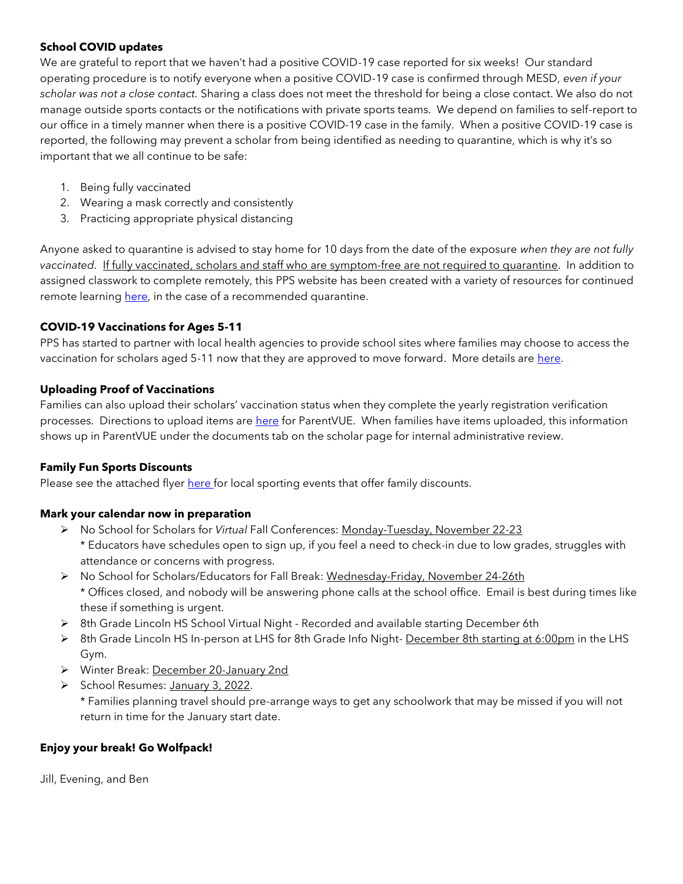**School COVID updates**

We are grateful to report that we haven't had a positive COVID-19 case reported for six weeks! Our standard operating procedure is to notify everyone when a positive COVID-19 case is confirmed through MESD, *even if your scholar was not a close contact.* Sharing a class does not meet the threshold for being a close contact. We also do not manage outside sports contacts or the notifications with private sports teams. We depend on families to self-report to our office in a timely manner when there is a positive COVID-19 case in the family. When a positive COVID-19 case is reported, the following may prevent a scholar from being identified as needing to quarantine, which is why it's so important that we all continue to be safe:

1. Being fully vaccinated
2. Wearing a mask correctly and consistently
3. Practicing appropriate physical distancing

Anyone asked to quarantine is advised to stay home for 10 days from the date of the exposure *when they are not fully vaccinated*. If fully vaccinated, scholars and staff who are symptom-free are not required to quarantine. In addition to assigned classwork to complete remotely, this PPS website has been created with a variety of resources for continued remote learning here, in the case of a recommended quarantine.

**COVID-19 Vaccinations for Ages 5-11**

PPS has started to partner with local health agencies to provide school sites where families may choose to access the vaccination for scholars aged 5-11 now that they are approved to move forward. More details are here.

**Uploading Proof of Vaccinations**

Families can also upload their scholars' vaccination status when they complete the yearly registration verification processes. Directions to upload items are here for ParentVUE. When families have items uploaded, this information shows up in ParentVUE under the documents tab on the scholar page for internal administrative review.

**Family Fun Sports Discounts**

Please see the attached flyer here for local sporting events that offer family discounts.

**Mark your calendar now in preparation**

- No School for Scholars for *Virtual* Fall Conferences: Monday-Tuesday, November 22-23
  * Educators have schedules open to sign up, if you feel a need to check-in due to low grades, struggles with attendance or concerns with progress.
- No School for Scholars/Educators for Fall Break: Wednesday-Friday, November 24-26th
  * Offices closed, and nobody will be answering phone calls at the school office. Email is best during times like these if something is urgent.
- 8th Grade Lincoln HS School Virtual Night - Recorded and available starting December 6th
- 8th Grade Lincoln HS In-person at LHS for 8th Grade Info Night- December 8th starting at 6:00pm in the LHS Gym.
- Winter Break: December 20-January 2nd
- School Resumes: January 3, 2022.
  * Families planning travel should pre-arrange ways to get any schoolwork that may be missed if you will not return in time for the January start date.

**Enjoy your break! Go Wolfpack!**

Jill, Evening, and Ben